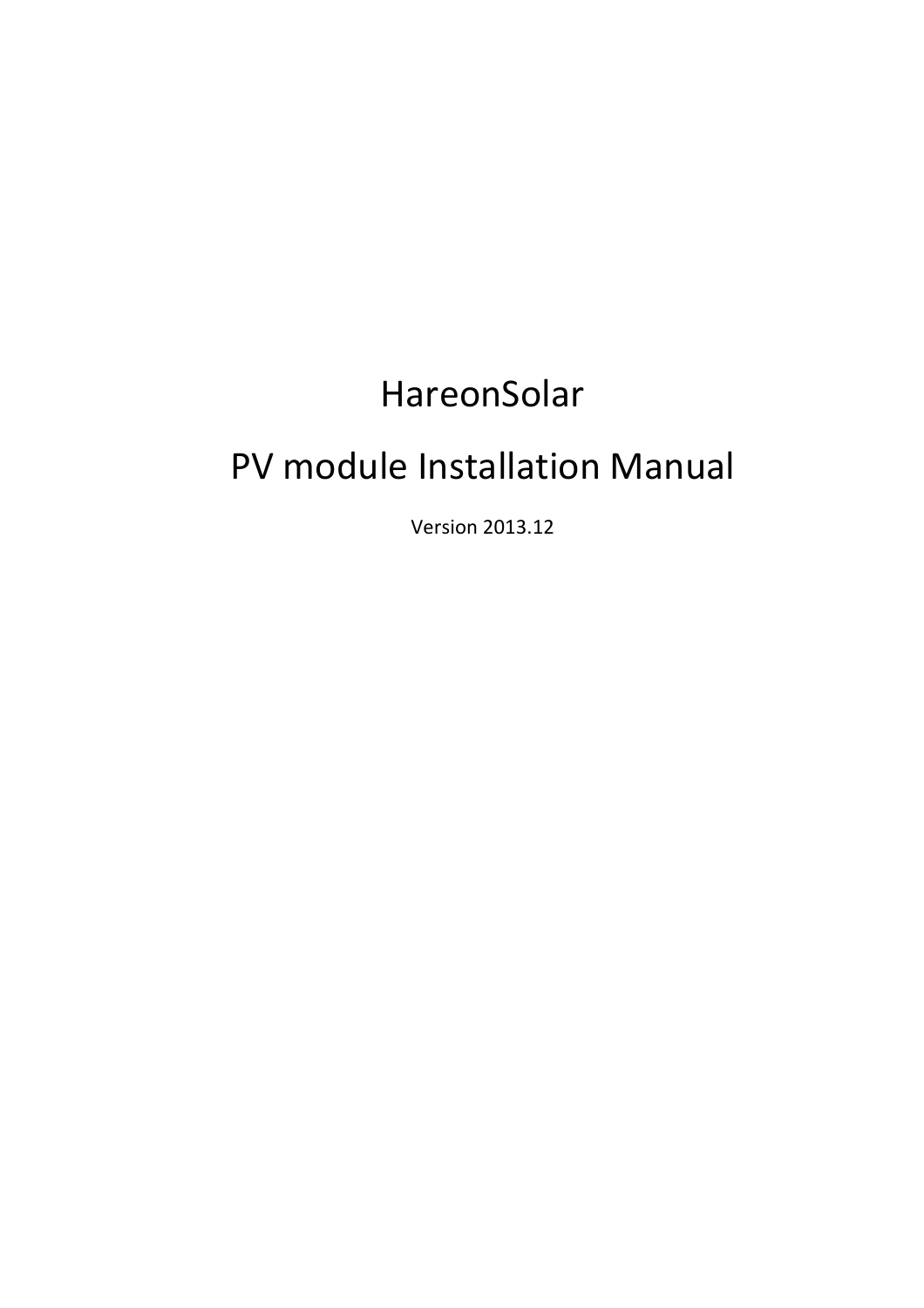# HareonSolar

# PV module Installation Manual

Version 2013.12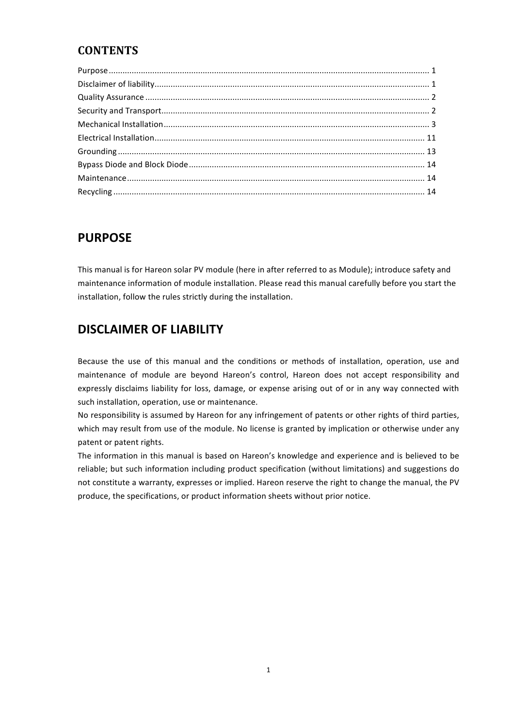## CONTENTS

Purpose ........................................................................................................................................ 1
Disclaimer of liability..................................................................................................................... 1
Quality Assurance ......................................................................................................................... 2
Security and Transport.................................................................................................................. 2
Mechanical Installation.................................................................................................................. 3
Electrical Installation.................................................................................................................... 11
Grounding ................................................................................................................................... 13
Bypass Diode and Block Diode..................................................................................................... 14
Maintenance................................................................................................................................ 14
Recycling ..................................................................................................................................... 14

## PURPOSE

This manual is for Hareon solar PV module (here in after referred to as Module); introduce safety and maintenance information of module installation. Please read this manual carefully before you start the installation, follow the rules strictly during the installation.

## DISCLAIMER OF LIABILITY

Because the use of this manual and the conditions or methods of installation, operation, use and maintenance of module are beyond Hareon's control, Hareon does not accept responsibility and expressly disclaims liability for loss, damage, or expense arising out of or in any way connected with such installation, operation, use or maintenance.

No responsibility is assumed by Hareon for any infringement of patents or other rights of third parties, which may result from use of the module. No license is granted by implication or otherwise under any patent or patent rights.

The information in this manual is based on Hareon's knowledge and experience and is believed to be reliable; but such information including product specification (without limitations) and suggestions do not constitute a warranty, expresses or implied. Hareon reserve the right to change the manual, the PV produce, the specifications, or product information sheets without prior notice.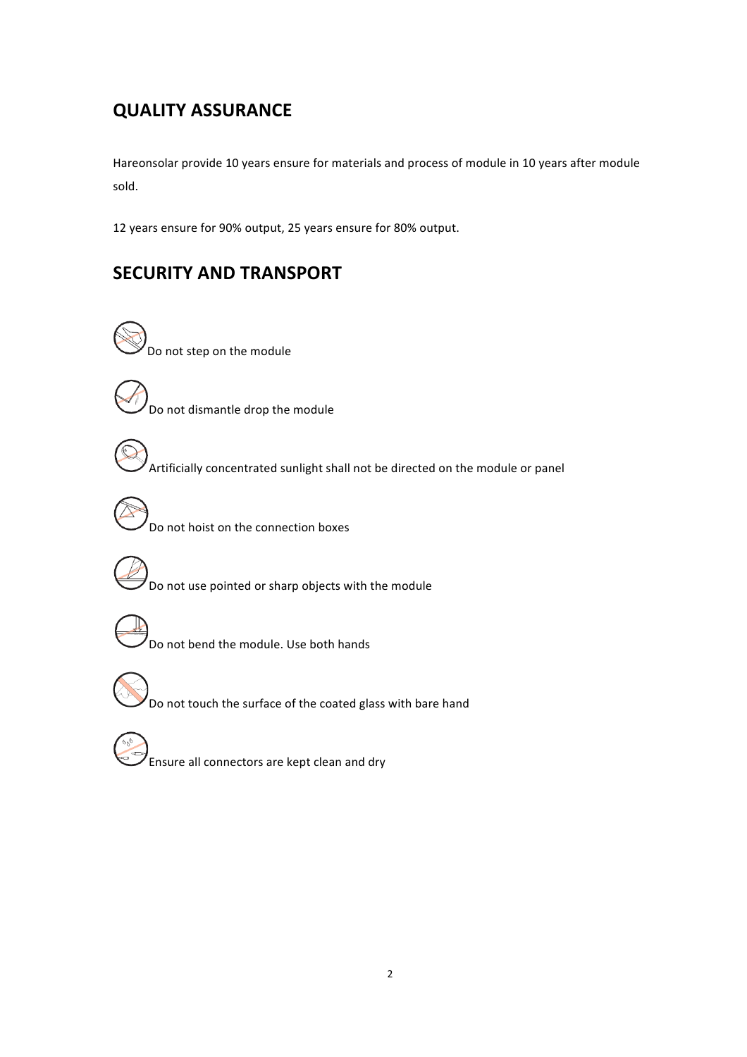## QUALITY ASSURANCE

Hareonsolar provide 10 years ensure for materials and process of module in 10 years after module sold.

12 years ensure for 90% output, 25 years ensure for 80% output.

## SECURITY AND TRANSPORT

Do not step on the module

Do not dismantle drop the module

Artificially concentrated sunlight shall not be directed on the module or panel

Do not hoist on the connection boxes

Do not use pointed or sharp objects with the module

Do not bend the module. Use both hands

Do not touch the surface of the coated glass with bare hand

Ensure all connectors are kept clean and dry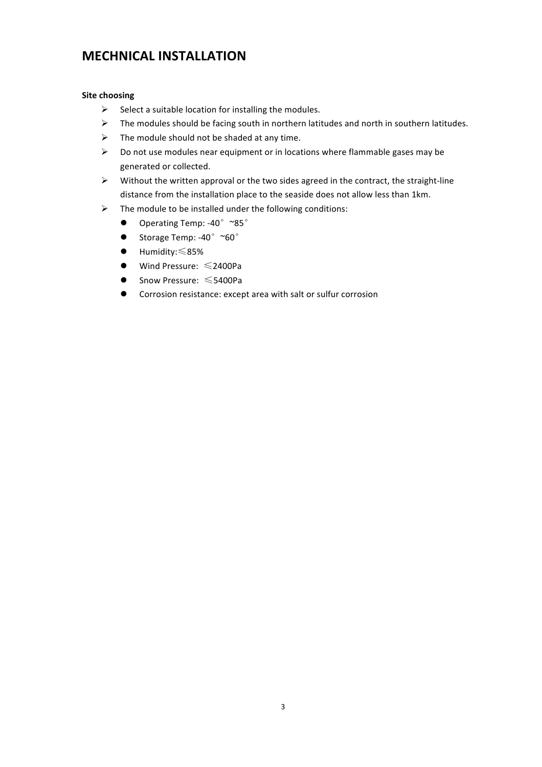# MECHNICAL INSTALLATION

**Site choosing**

- Select a suitable location for installing the modules.
- The modules should be facing south in northern latitudes and north in southern latitudes.
- The module should not be shaded at any time.
- Do not use modules near equipment or in locations where flammable gases may be generated or collected.
- Without the written approval or the two sides agreed in the contract, the straight-line distance from the installation place to the seaside does not allow less than 1km.
- The module to be installed under the following conditions:
  - Operating Temp: -40° ~85°
  - Storage Temp: -40° ~60°
  - Humidity:≤85%
  - Wind Pressure: ≤2400Pa
  - Snow Pressure: ≤5400Pa
  - Corrosion resistance: except area with salt or sulfur corrosion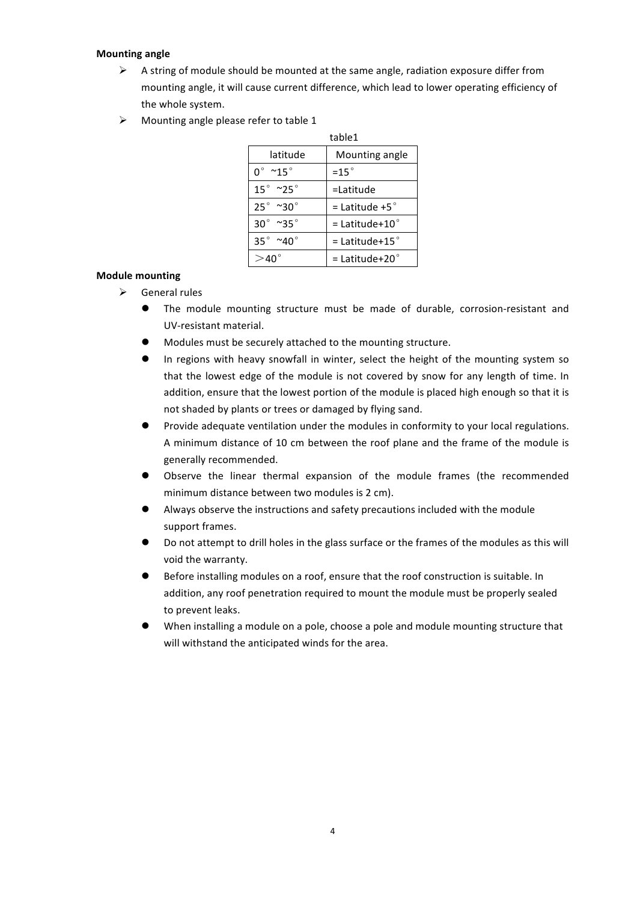**Mounting angle**

- A string of module should be mounted at the same angle, radiation exposure differ from mounting angle, it will cause current difference, which lead to lower operating efficiency of the whole system.
- Mounting angle please refer to table 1

table1

| latitude | Mounting angle |
| --- | --- |
| 0° ~15° | =15° |
| 15° ~25° | =Latitude |
| 25° ~30° | = Latitude +5° |
| 30° ~35° | = Latitude+10° |
| 35° ~40° | = Latitude+15° |
| ＞40° | = Latitude+20° |

**Module mounting**

- General rules
  - The module mounting structure must be made of durable, corrosion-resistant and UV-resistant material.
  - Modules must be securely attached to the mounting structure.
  - In regions with heavy snowfall in winter, select the height of the mounting system so that the lowest edge of the module is not covered by snow for any length of time. In addition, ensure that the lowest portion of the module is placed high enough so that it is not shaded by plants or trees or damaged by flying sand.
  - Provide adequate ventilation under the modules in conformity to your local regulations. A minimum distance of 10 cm between the roof plane and the frame of the module is generally recommended.
  - Observe the linear thermal expansion of the module frames (the recommended minimum distance between two modules is 2 cm).
  - Always observe the instructions and safety precautions included with the module support frames.
  - Do not attempt to drill holes in the glass surface or the frames of the modules as this will void the warranty.
  - Before installing modules on a roof, ensure that the roof construction is suitable. In addition, any roof penetration required to mount the module must be properly sealed to prevent leaks.
  - When installing a module on a pole, choose a pole and module mounting structure that will withstand the anticipated winds for the area.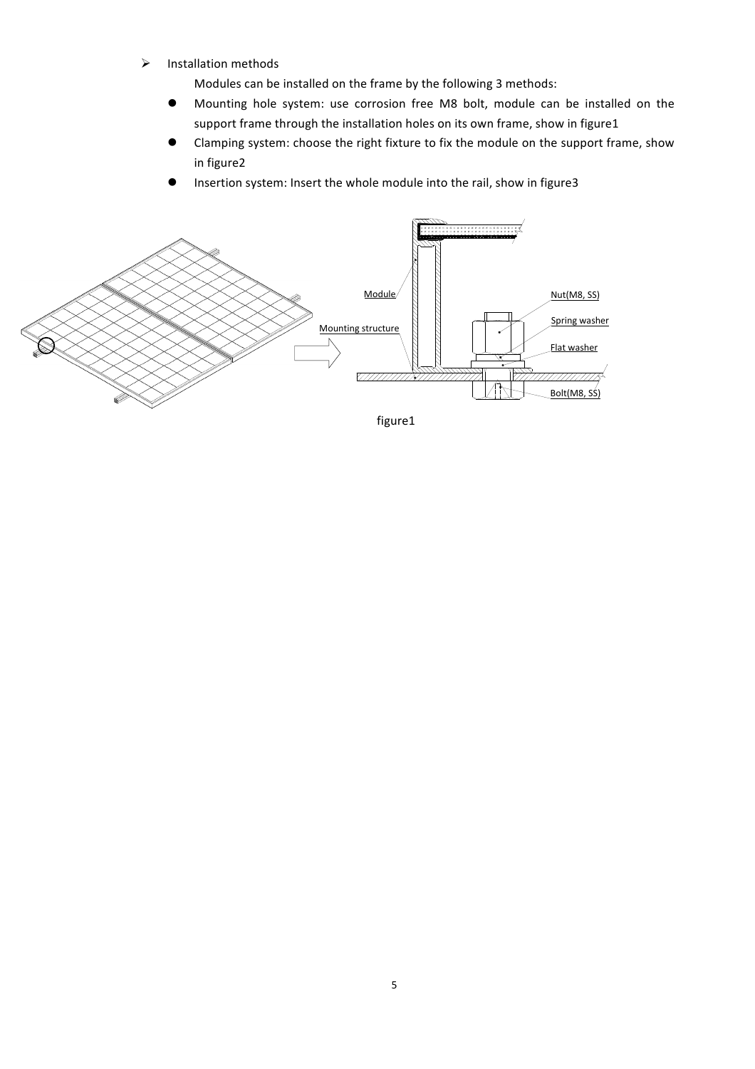- Installation methods

  Modules can be installed on the frame by the following 3 methods:

  - Mounting hole system: use corrosion free M8 bolt, module can be installed on the support frame through the installation holes on its own frame, show in figure1
  - Clamping system: choose the right fixture to fix the module on the support frame, show in figure2
  - Insertion system: Insert the whole module into the rail, show in figure3

figure1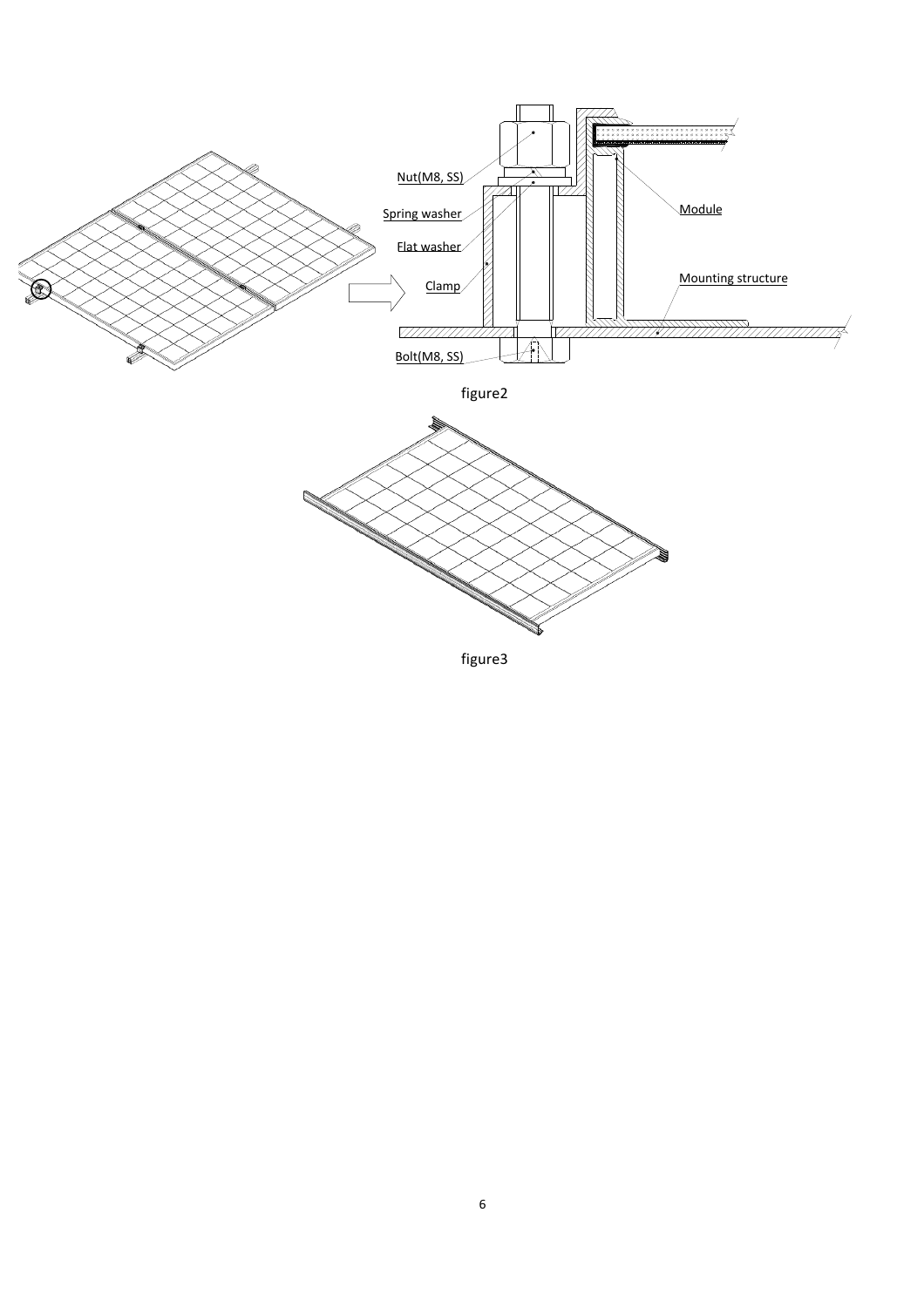Nut(M8, SS)

Spring washer

Flat washer

Clamp

Bolt(M8, SS)

Module

Mounting structure

figure2

figure3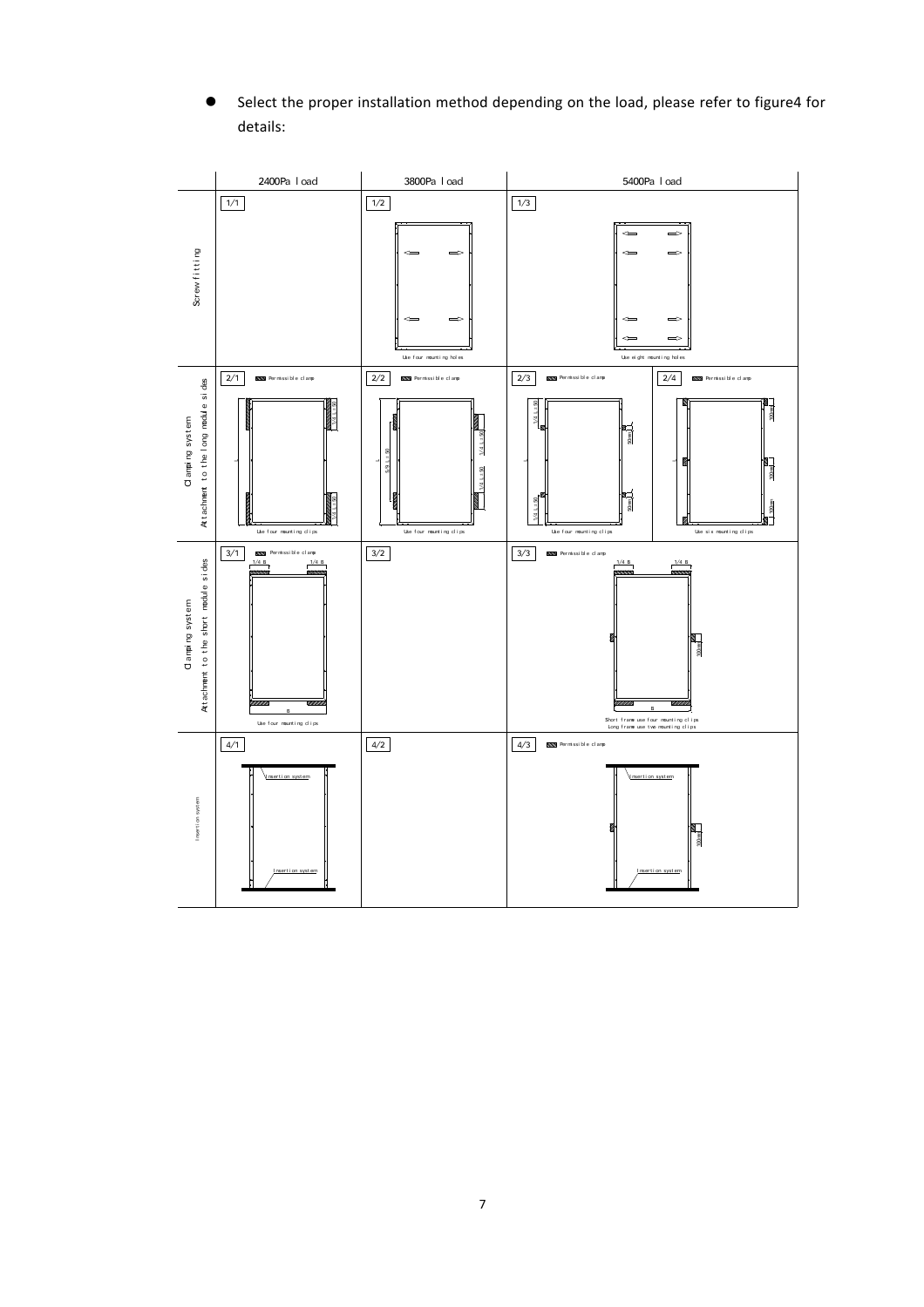- Select the proper installation method depending on the load, please refer to figure4 for details:

| | 2400Pa load | 3800Pa load | 5400Pa load | |
|---|---|---|---|---|
| Screw fitting | 1/1 | 1/2<br>Use four mounting holes | 1/3<br>Use eight mounting holes | |
| Clamping system<br>Attachment to the long module sides | 2/1<br>Permissible clamp<br>1/4 L±50<br>L<br>1/4 L±50<br>Use four mounting clips | 2/2<br>Permissible clamp<br>5/9 L±50<br>L<br>1/4 L±50<br>1/4 L±50<br>Use four mounting clips | 2/3<br>Permissible clamp<br>1/4 L±50<br>L<br>1/4 L±50<br>300mm<br>300mm<br>Use four mounting clips | 2/4<br>Permissible clamp<br>L<br>300mm<br>300mm<br>300mm<br>Use six mounting clips |
| Clamping system<br>Attachment to the short module sides | 3/1<br>Permissible clamp<br>1/4 B<br>1/4 B<br>B<br>Use four mounting clips | 3/2 | 3/3<br>Permissible clamp<br>1/4 B<br>1/4 B<br>300mm<br>B<br>Short frame use four mounting clips<br>Long frame use two mounting clips | |
| Insertion system | 4/1<br>Insertion system<br>Insertion system | 4/2 | 4/3<br>Permissible clamp<br>Insertion system<br>300mm<br>Insertion system | |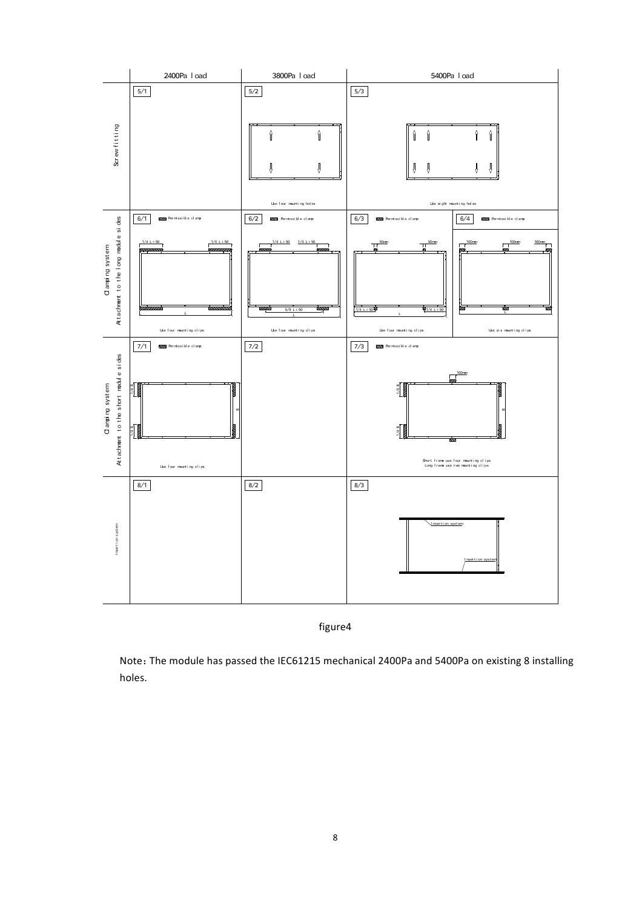| | 2400Pa load | 3800Pa load | 5400Pa load | |
|---|---|---|---|---|
| Screw fitting | 5/1 | 5/2 Use four mounting holes | 5/3 Use eight mounting holes | |
| Clamping system Attachment to the long module sides | 6/1 Permissible clamp 1/4 L±50 1/4 L±50 L Use four mounting clips | 6/2 Permissible clamp 1/4 L±50 1/4 L±50 5/9 L±50 L Use four mounting clips | 6/3 Permissible clamp 50mm 50mm 1/4 L±50 1/4 L±50 L Use four mounting clips | 6/4 Permissible clamp 100mm 100mm 100mm L Use six mounting clips |
| Clamping system Attachment to the short module sides | 7/1 Permissible clamp 1/4 B 1/4 B B Use four mounting clips | 7/2 | 7/3 Permissible clamp 100mm 1/4 B 1/4 B B Short frame use four mounting clips Long frame use two mounting clips | |
| Insertion system | 8/1 | 8/2 | 8/3 Insertion system Insertion system | |

figure4

Note: The module has passed the IEC61215 mechanical 2400Pa and 5400Pa on existing 8 installing holes.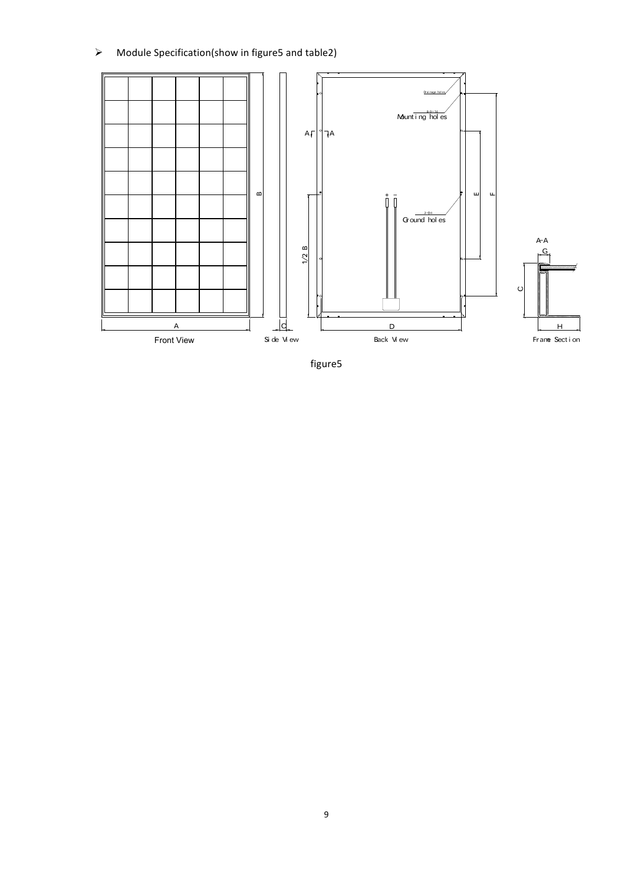- Module Specification(show in figure5 and table2)

figure5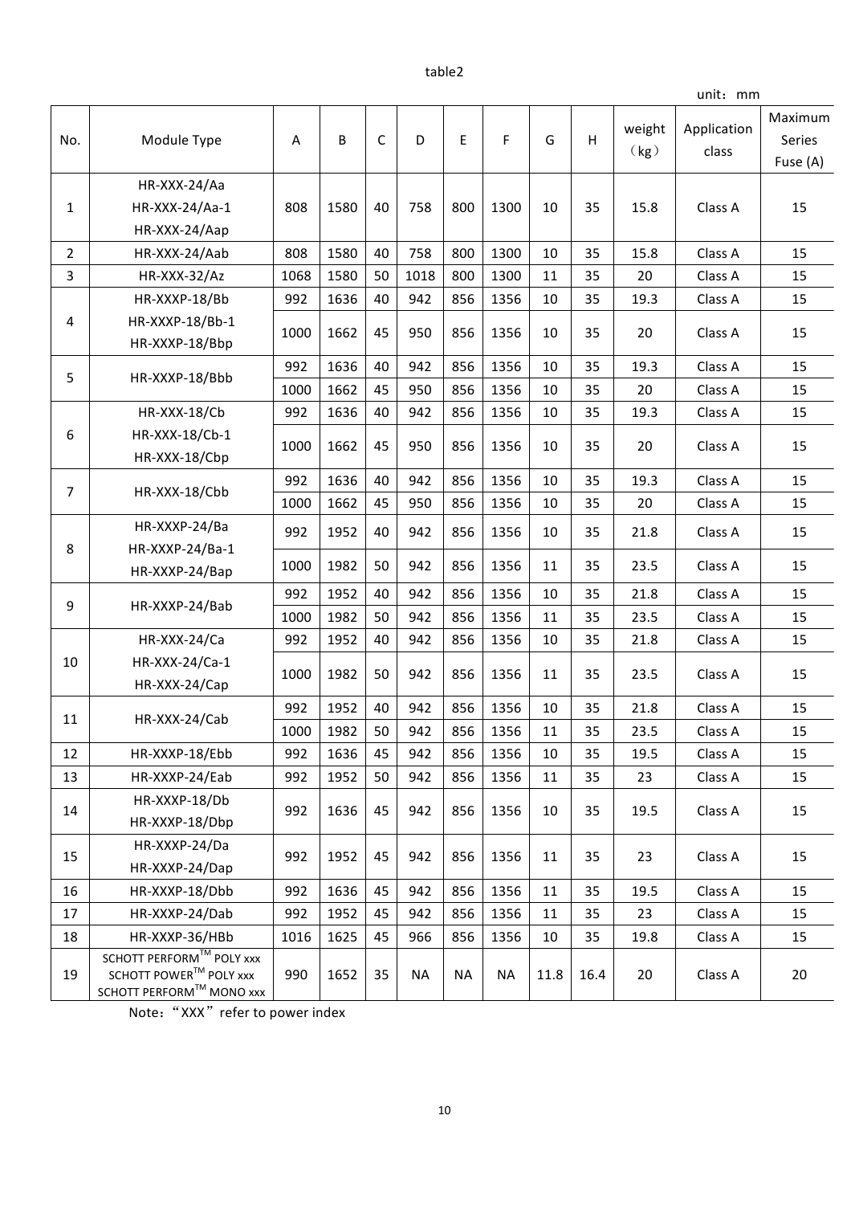table2

unit：mm

| No. | Module Type | A | B | C | D | E | F | G | H | weight（kg） | Application class | Maximum Series Fuse (A) |
|---|---|---|---|---|---|---|---|---|---|---|---|---|
| 1 | HR-XXX-24/Aa<br>HR-XXX-24/Aa-1<br>HR-XXX-24/Aap | 808 | 1580 | 40 | 758 | 800 | 1300 | 10 | 35 | 15.8 | Class A | 15 |
| 2 | HR-XXX-24/Aab | 808 | 1580 | 40 | 758 | 800 | 1300 | 10 | 35 | 15.8 | Class A | 15 |
| 3 | HR-XXX-32/Az | 1068 | 1580 | 50 | 1018 | 800 | 1300 | 11 | 35 | 20 | Class A | 15 |
| 4 | HR-XXXP-18/Bb<br>HR-XXXP-18/Bb-1<br>HR-XXXP-18/Bbp | 992 | 1636 | 40 | 942 | 856 | 1356 | 10 | 35 | 19.3 | Class A | 15 |
| | | 1000 | 1662 | 45 | 950 | 856 | 1356 | 10 | 35 | 20 | Class A | 15 |
| 5 | HR-XXXP-18/Bbb | 992 | 1636 | 40 | 942 | 856 | 1356 | 10 | 35 | 19.3 | Class A | 15 |
| | | 1000 | 1662 | 45 | 950 | 856 | 1356 | 10 | 35 | 20 | Class A | 15 |
| 6 | HR-XXX-18/Cb<br>HR-XXX-18/Cb-1<br>HR-XXX-18/Cbp | 992 | 1636 | 40 | 942 | 856 | 1356 | 10 | 35 | 19.3 | Class A | 15 |
| | | 1000 | 1662 | 45 | 950 | 856 | 1356 | 10 | 35 | 20 | Class A | 15 |
| 7 | HR-XXX-18/Cbb | 992 | 1636 | 40 | 942 | 856 | 1356 | 10 | 35 | 19.3 | Class A | 15 |
| | | 1000 | 1662 | 45 | 950 | 856 | 1356 | 10 | 35 | 20 | Class A | 15 |
| 8 | HR-XXXP-24/Ba<br>HR-XXXP-24/Ba-1<br>HR-XXXP-24/Bap | 992 | 1952 | 40 | 942 | 856 | 1356 | 10 | 35 | 21.8 | Class A | 15 |
| | | 1000 | 1982 | 50 | 942 | 856 | 1356 | 11 | 35 | 23.5 | Class A | 15 |
| 9 | HR-XXXP-24/Bab | 992 | 1952 | 40 | 942 | 856 | 1356 | 10 | 35 | 21.8 | Class A | 15 |
| | | 1000 | 1982 | 50 | 942 | 856 | 1356 | 11 | 35 | 23.5 | Class A | 15 |
| 10 | HR-XXX-24/Ca<br>HR-XXX-24/Ca-1<br>HR-XXX-24/Cap | 992 | 1952 | 40 | 942 | 856 | 1356 | 10 | 35 | 21.8 | Class A | 15 |
| | | 1000 | 1982 | 50 | 942 | 856 | 1356 | 11 | 35 | 23.5 | Class A | 15 |
| 11 | HR-XXX-24/Cab | 992 | 1952 | 40 | 942 | 856 | 1356 | 10 | 35 | 21.8 | Class A | 15 |
| | | 1000 | 1982 | 50 | 942 | 856 | 1356 | 11 | 35 | 23.5 | Class A | 15 |
| 12 | HR-XXXP-18/Ebb | 992 | 1636 | 45 | 942 | 856 | 1356 | 10 | 35 | 19.5 | Class A | 15 |
| 13 | HR-XXXP-24/Eab | 992 | 1952 | 50 | 942 | 856 | 1356 | 11 | 35 | 23 | Class A | 15 |
| 14 | HR-XXXP-18/Db<br>HR-XXXP-18/Dbp | 992 | 1636 | 45 | 942 | 856 | 1356 | 10 | 35 | 19.5 | Class A | 15 |
| 15 | HR-XXXP-24/Da<br>HR-XXXP-24/Dap | 992 | 1952 | 45 | 942 | 856 | 1356 | 11 | 35 | 23 | Class A | 15 |
| 16 | HR-XXXP-18/Dbb | 992 | 1636 | 45 | 942 | 856 | 1356 | 11 | 35 | 19.5 | Class A | 15 |
| 17 | HR-XXXP-24/Dab | 992 | 1952 | 45 | 942 | 856 | 1356 | 11 | 35 | 23 | Class A | 15 |
| 18 | HR-XXXP-36/HBb | 1016 | 1625 | 45 | 966 | 856 | 1356 | 10 | 35 | 19.8 | Class A | 15 |
| 19 | SCHOTT PERFORM™ POLY xxx<br>SCHOTT POWER™ POLY xxx<br>SCHOTT PERFORM™ MONO xxx | 990 | 1652 | 35 | NA | NA | NA | 11.8 | 16.4 | 20 | Class A | 20 |

Note：“XXX” refer to power index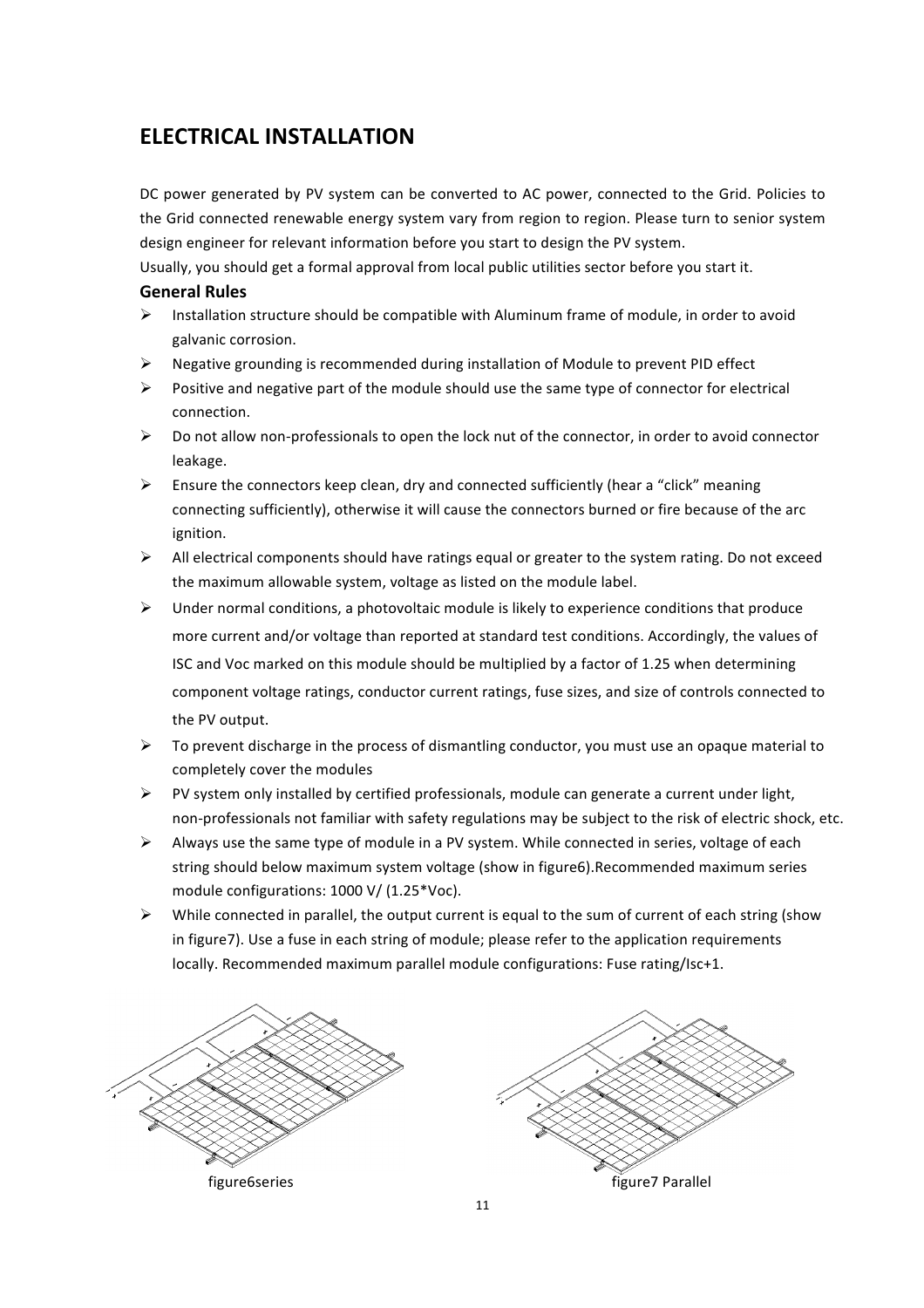## ELECTRICAL INSTALLATION

DC power generated by PV system can be converted to AC power, connected to the Grid. Policies to the Grid connected renewable energy system vary from region to region. Please turn to senior system design engineer for relevant information before you start to design the PV system.

Usually, you should get a formal approval from local public utilities sector before you start it.

### General Rules

- Installation structure should be compatible with Aluminum frame of module, in order to avoid galvanic corrosion.
- Negative grounding is recommended during installation of Module to prevent PID effect
- Positive and negative part of the module should use the same type of connector for electrical connection.
- Do not allow non-professionals to open the lock nut of the connector, in order to avoid connector leakage.
- Ensure the connectors keep clean, dry and connected sufficiently (hear a "click" meaning connecting sufficiently), otherwise it will cause the connectors burned or fire because of the arc ignition.
- All electrical components should have ratings equal or greater to the system rating. Do not exceed the maximum allowable system, voltage as listed on the module label.
- Under normal conditions, a photovoltaic module is likely to experience conditions that produce more current and/or voltage than reported at standard test conditions. Accordingly, the values of ISC and Voc marked on this module should be multiplied by a factor of 1.25 when determining component voltage ratings, conductor current ratings, fuse sizes, and size of controls connected to the PV output.
- To prevent discharge in the process of dismantling conductor, you must use an opaque material to completely cover the modules
- PV system only installed by certified professionals, module can generate a current under light, non-professionals not familiar with safety regulations may be subject to the risk of electric shock, etc.
- Always use the same type of module in a PV system. While connected in series, voltage of each string should below maximum system voltage (show in figure6).Recommended maximum series module configurations: 1000 V/ (1.25*Voc).
- While connected in parallel, the output current is equal to the sum of current of each string (show in figure7). Use a fuse in each string of module; please refer to the application requirements locally. Recommended maximum parallel module configurations: Fuse rating/Isc+1.

figure6series

figure7 Parallel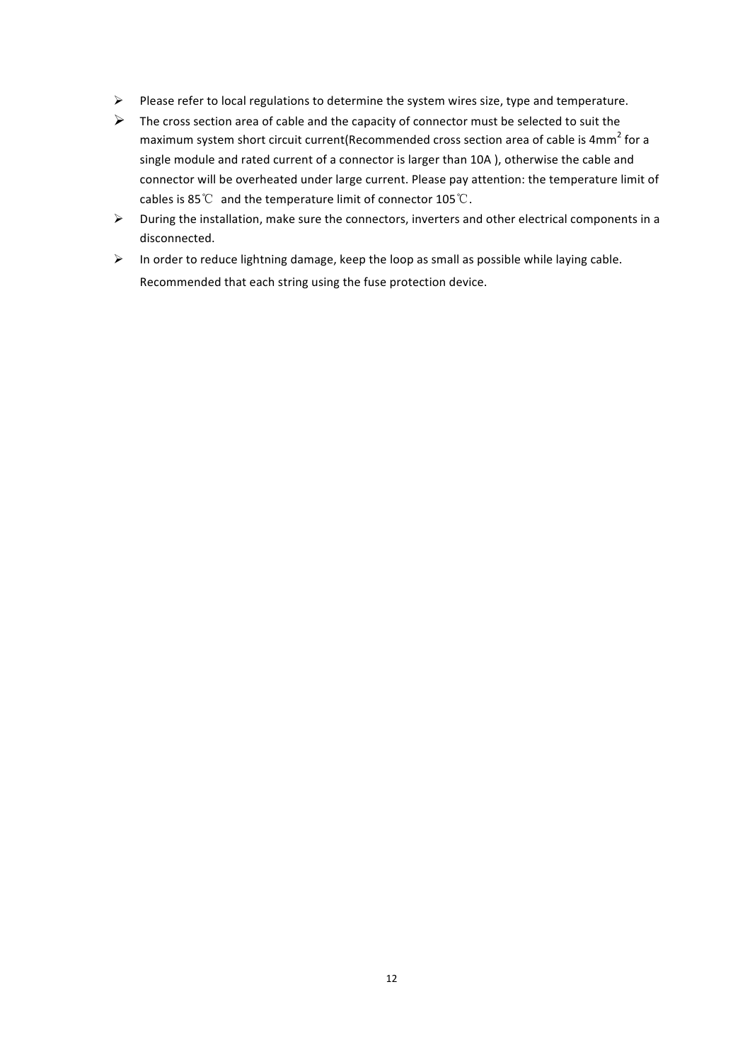- Please refer to local regulations to determine the system wires size, type and temperature.
- The cross section area of cable and the capacity of connector must be selected to suit the maximum system short circuit current(Recommended cross section area of cable is $4mm^2$ for a single module and rated current of a connector is larger than 10A ), otherwise the cable and connector will be overheated under large current. Please pay attention: the temperature limit of cables is 85℃ and the temperature limit of connector 105℃.
- During the installation, make sure the connectors, inverters and other electrical components in a disconnected.
- In order to reduce lightning damage, keep the loop as small as possible while laying cable. Recommended that each string using the fuse protection device.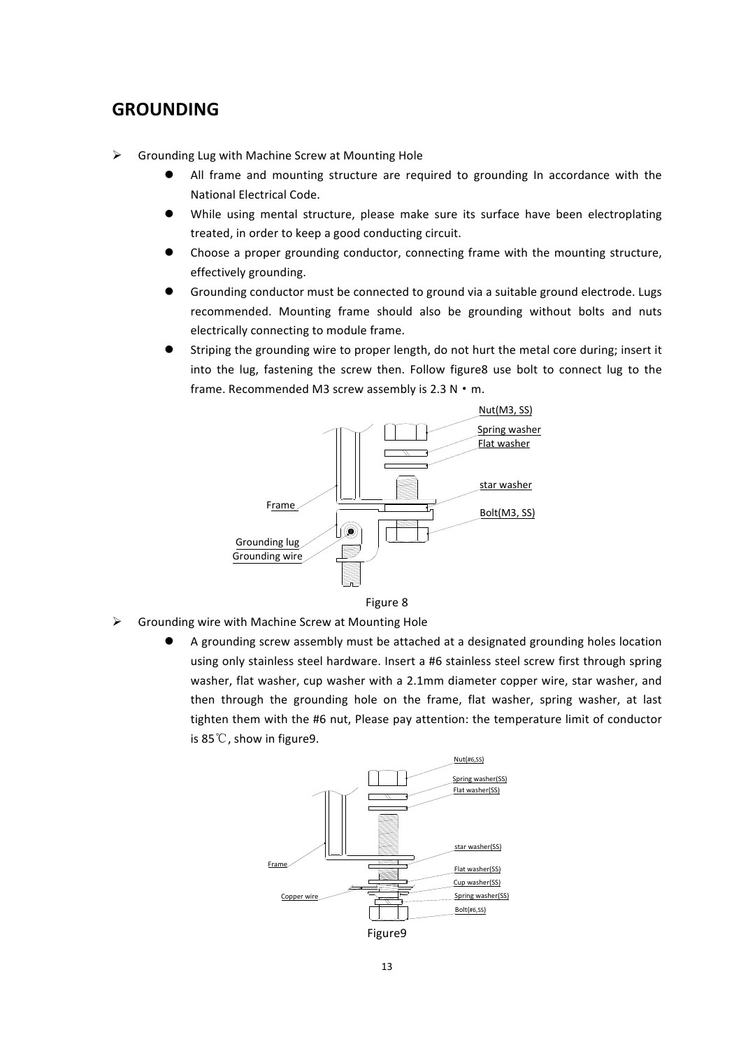## GROUNDING

- Grounding Lug with Machine Screw at Mounting Hole
  - All frame and mounting structure are required to grounding In accordance with the National Electrical Code.
  - While using mental structure, please make sure its surface have been electroplating treated, in order to keep a good conducting circuit.
  - Choose a proper grounding conductor, connecting frame with the mounting structure, effectively grounding.
  - Grounding conductor must be connected to ground via a suitable ground electrode. Lugs recommended. Mounting frame should also be grounding without bolts and nuts electrically connecting to module frame.
  - Striping the grounding wire to proper length, do not hurt the metal core during; insert it into the lug, fastening the screw then. Follow figure8 use bolt to connect lug to the frame. Recommended M3 screw assembly is 2.3 N・m.

Nut(M3, SS)
Spring washer
Flat washer
star washer
Bolt(M3, SS)
Frame
Grounding lug
Grounding wire

Figure 8

- Grounding wire with Machine Screw at Mounting Hole
  - A grounding screw assembly must be attached at a designated grounding holes location using only stainless steel hardware. Insert a #6 stainless steel screw first through spring washer, flat washer, cup washer with a 2.1mm diameter copper wire, star washer, and then through the grounding hole on the frame, flat washer, spring washer, at last tighten them with the #6 nut, Please pay attention: the temperature limit of conductor is 85℃, show in figure9.

Nut(#6,SS)
Spring washer(SS)
Flat washer(SS)
star washer(SS)
Frame
Flat washer(SS)
Cup washer(SS)
Copper wire
Spring washer(SS)
Bolt(#6,SS)

Figure9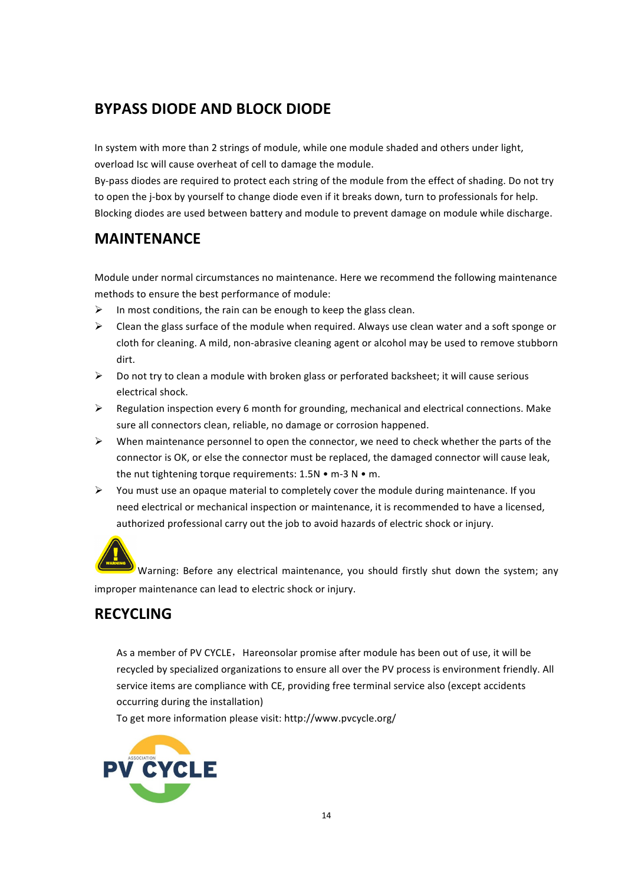## BYPASS DIODE AND BLOCK DIODE

In system with more than 2 strings of module, while one module shaded and others under light, overload Isc will cause overheat of cell to damage the module.
By-pass diodes are required to protect each string of the module from the effect of shading. Do not try to open the j-box by yourself to change diode even if it breaks down, turn to professionals for help.
Blocking diodes are used between battery and module to prevent damage on module while discharge.

## MAINTENANCE

Module under normal circumstances no maintenance. Here we recommend the following maintenance methods to ensure the best performance of module:

- In most conditions, the rain can be enough to keep the glass clean.
- Clean the glass surface of the module when required. Always use clean water and a soft sponge or cloth for cleaning. A mild, non-abrasive cleaning agent or alcohol may be used to remove stubborn dirt.
- Do not try to clean a module with broken glass or perforated backsheet; it will cause serious electrical shock.
- Regulation inspection every 6 month for grounding, mechanical and electrical connections. Make sure all connectors clean, reliable, no damage or corrosion happened.
- When maintenance personnel to open the connector, we need to check whether the parts of the connector is OK, or else the connector must be replaced, the damaged connector will cause leak, the nut tightening torque requirements: 1.5N • m-3 N • m.
- You must use an opaque material to completely cover the module during maintenance. If you need electrical or mechanical inspection or maintenance, it is recommended to have a licensed, authorized professional carry out the job to avoid hazards of electric shock or injury.

Warning: Before any electrical maintenance, you should firstly shut down the system; any improper maintenance can lead to electric shock or injury.

## RECYCLING

As a member of PV CYCLE，Hareonsolar promise after module has been out of use, it will be recycled by specialized organizations to ensure all over the PV process is environment friendly. All service items are compliance with CE, providing free terminal service also (except accidents occurring during the installation)
To get more information please visit: http://www.pvcycle.org/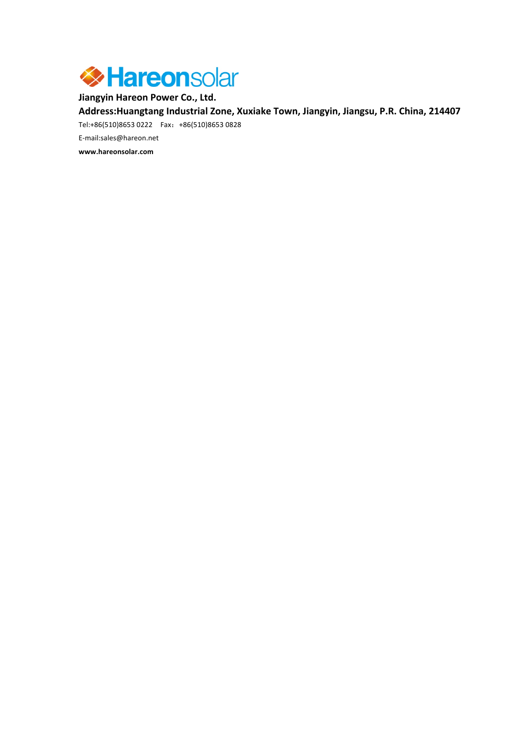Hareonsolar

**Jiangyin Hareon Power Co., Ltd.**

**Address:Huangtang Industrial Zone, Xuxiake Town, Jiangyin, Jiangsu, P.R. China, 214407**

Tel:+86(510)8653 0222　Fax：+86(510)8653 0828

E-mail:sales@hareon.net

**www.hareonsolar.com**